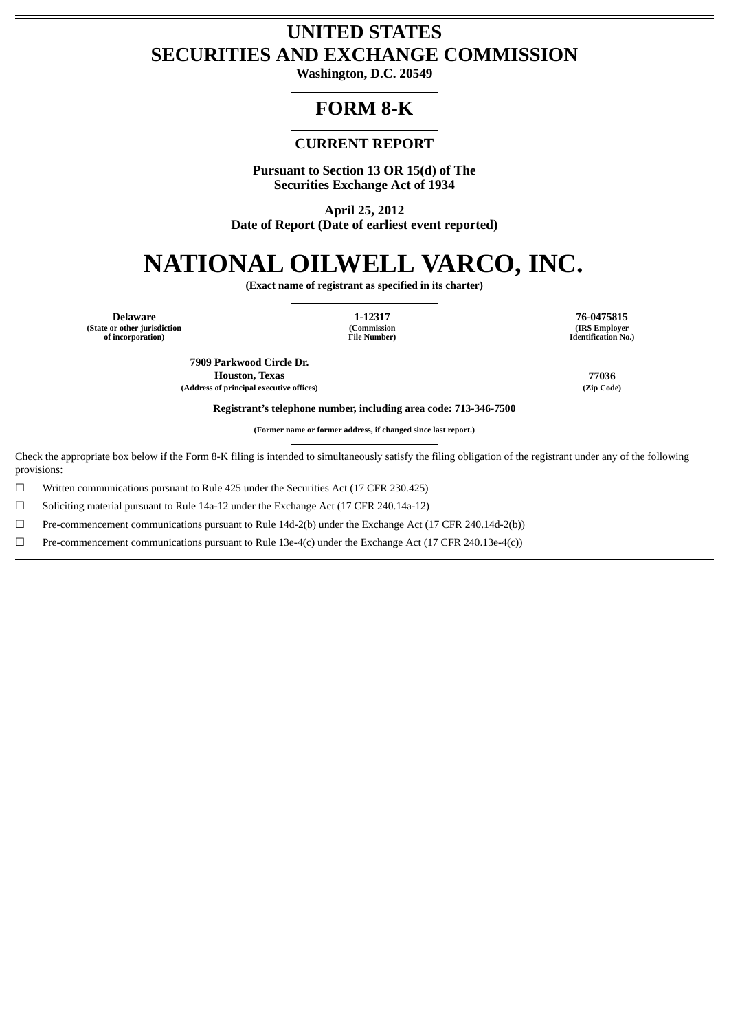# UNITED STATES
# SECURITIES AND EXCHANGE COMMISSION

**Washington, D.C. 20549**

## FORM 8-K

### CURRENT REPORT

**Pursuant to Section 13 OR 15(d) of The Securities Exchange Act of 1934**

**April 25, 2012**
**Date of Report (Date of earliest event reported)**

# NATIONAL OILWELL VARCO, INC.

**(Exact name of registrant as specified in its charter)**

| **Delaware** | **1-12317** | **76-0475815** |
|---|---|---|
| **(State or other jurisdiction of incorporation)** | **(Commission File Number)** | **(IRS Employer Identification No.)** |

| **7909 Parkwood Circle Dr. Houston, Texas** | **77036** |
|---|---|
| **(Address of principal executive offices)** | **(Zip Code)** |

**Registrant's telephone number, including area code: 713-346-7500**

**(Former name or former address, if changed since last report.)**

Check the appropriate box below if the Form 8-K filing is intended to simultaneously satisfy the filing obligation of the registrant under any of the following provisions:

☐ Written communications pursuant to Rule 425 under the Securities Act (17 CFR 230.425)

☐ Soliciting material pursuant to Rule 14a-12 under the Exchange Act (17 CFR 240.14a-12)

☐ Pre-commencement communications pursuant to Rule 14d-2(b) under the Exchange Act (17 CFR 240.14d-2(b))

☐ Pre-commencement communications pursuant to Rule 13e-4(c) under the Exchange Act (17 CFR 240.13e-4(c))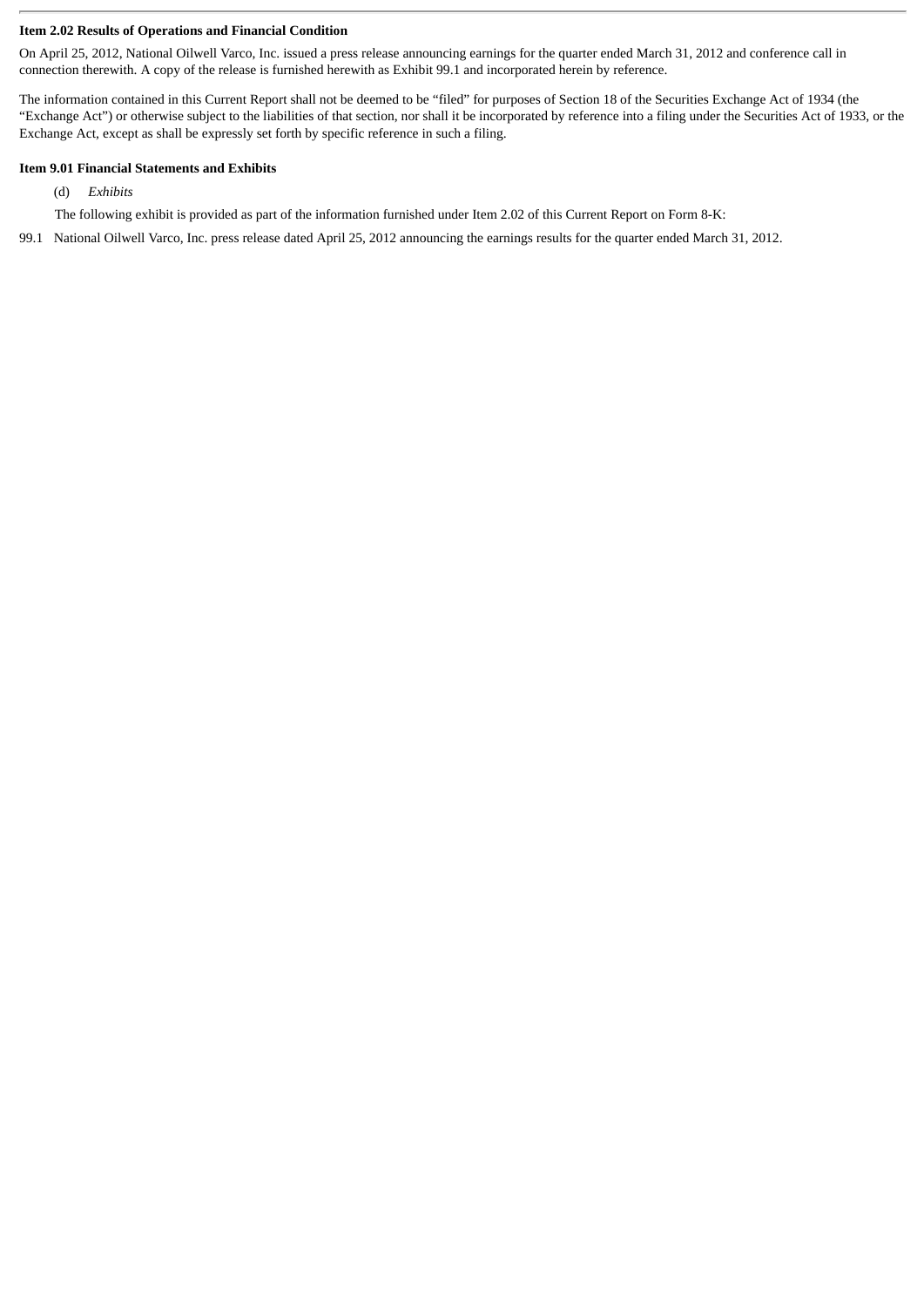**Item 2.02 Results of Operations and Financial Condition**

On April 25, 2012, National Oilwell Varco, Inc. issued a press release announcing earnings for the quarter ended March 31, 2012 and conference call in connection therewith. A copy of the release is furnished herewith as Exhibit 99.1 and incorporated herein by reference.

The information contained in this Current Report shall not be deemed to be "filed" for purposes of Section 18 of the Securities Exchange Act of 1934 (the "Exchange Act") or otherwise subject to the liabilities of that section, nor shall it be incorporated by reference into a filing under the Securities Act of 1933, or the Exchange Act, except as shall be expressly set forth by specific reference in such a filing.

**Item 9.01 Financial Statements and Exhibits**

(d) *Exhibits*

The following exhibit is provided as part of the information furnished under Item 2.02 of this Current Report on Form 8-K:

99.1 National Oilwell Varco, Inc. press release dated April 25, 2012 announcing the earnings results for the quarter ended March 31, 2012.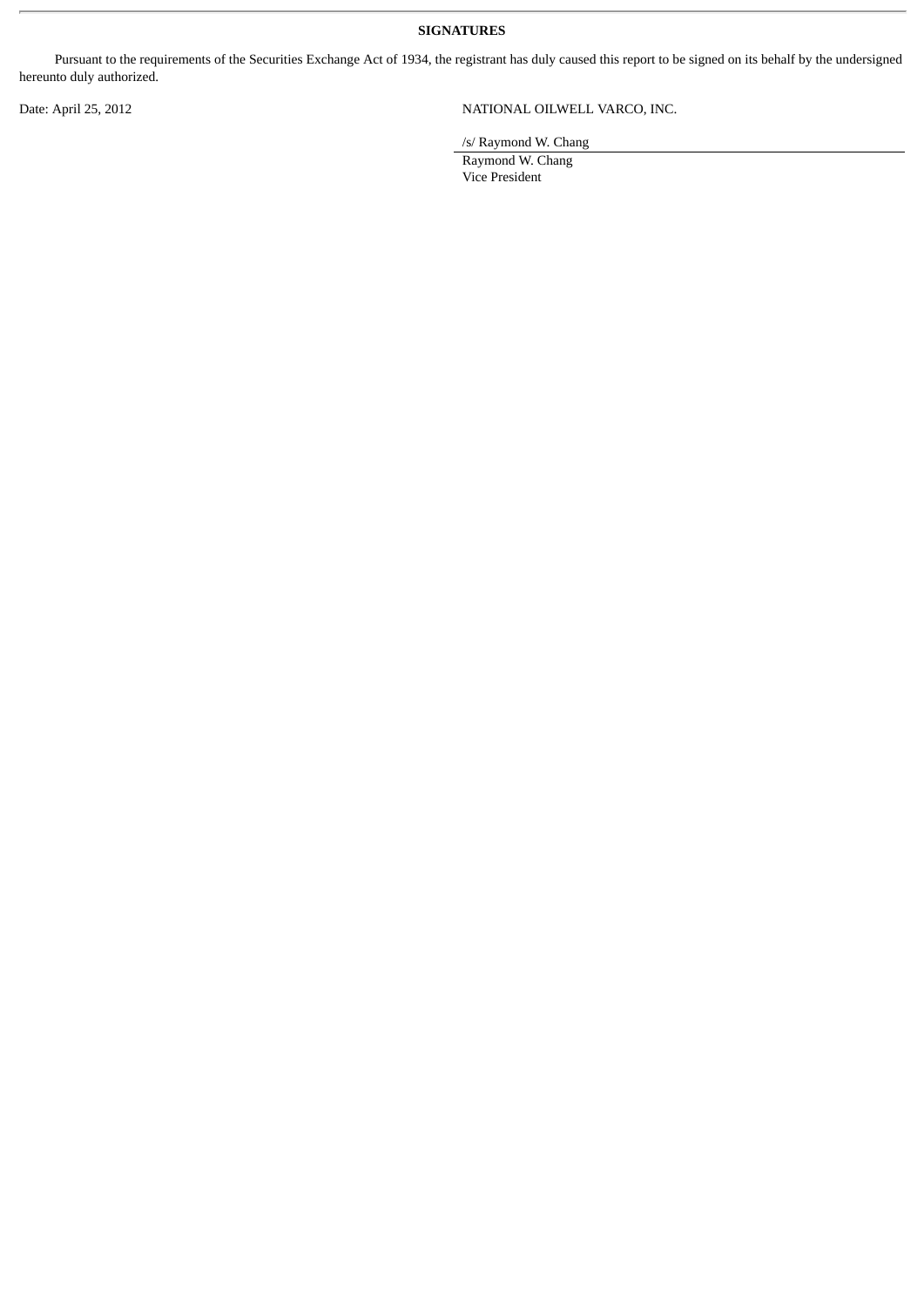**SIGNATURES**

Pursuant to the requirements of the Securities Exchange Act of 1934, the registrant has duly caused this report to be signed on its behalf by the undersigned hereunto duly authorized.

Date: April 25, 2012

NATIONAL OILWELL VARCO, INC.

/s/ Raymond W. Chang

Raymond W. Chang
Vice President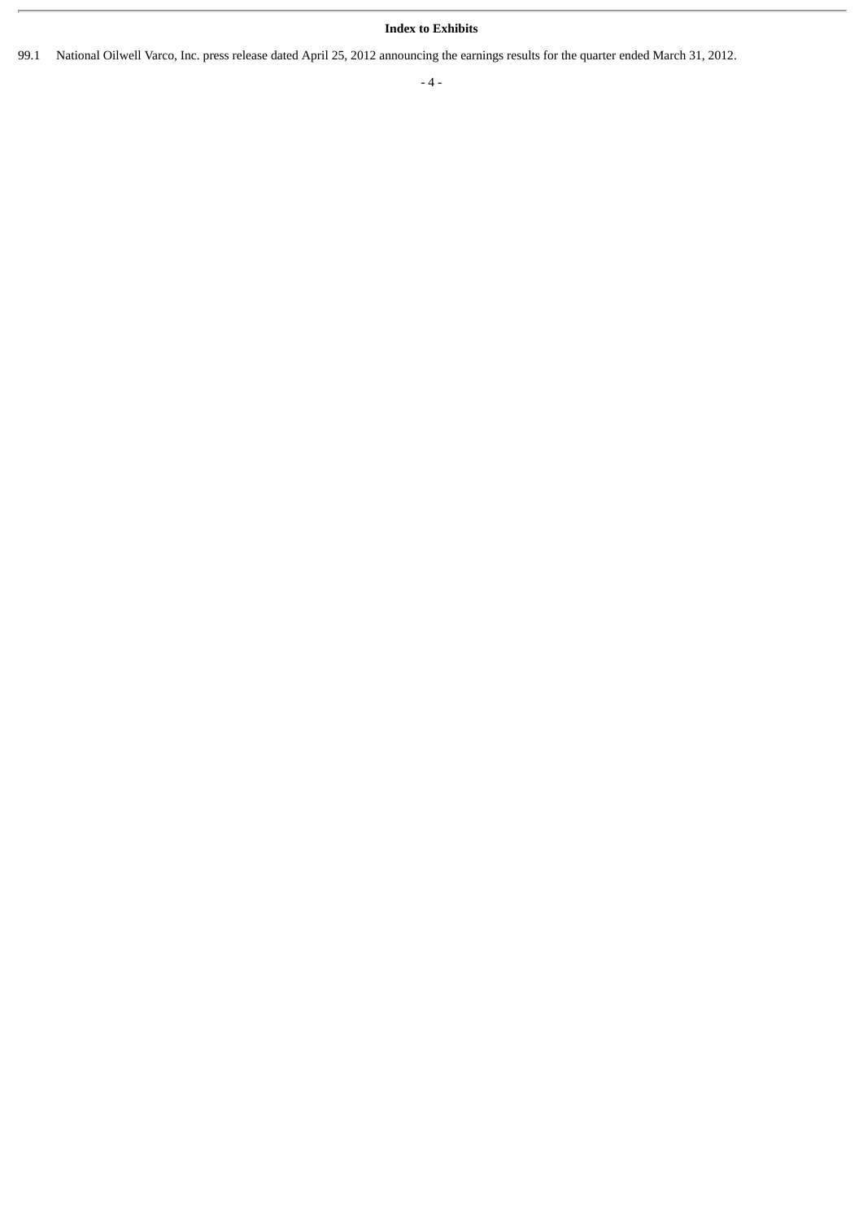**Index to Exhibits**

99.1 National Oilwell Varco, Inc. press release dated April 25, 2012 announcing the earnings results for the quarter ended March 31, 2012.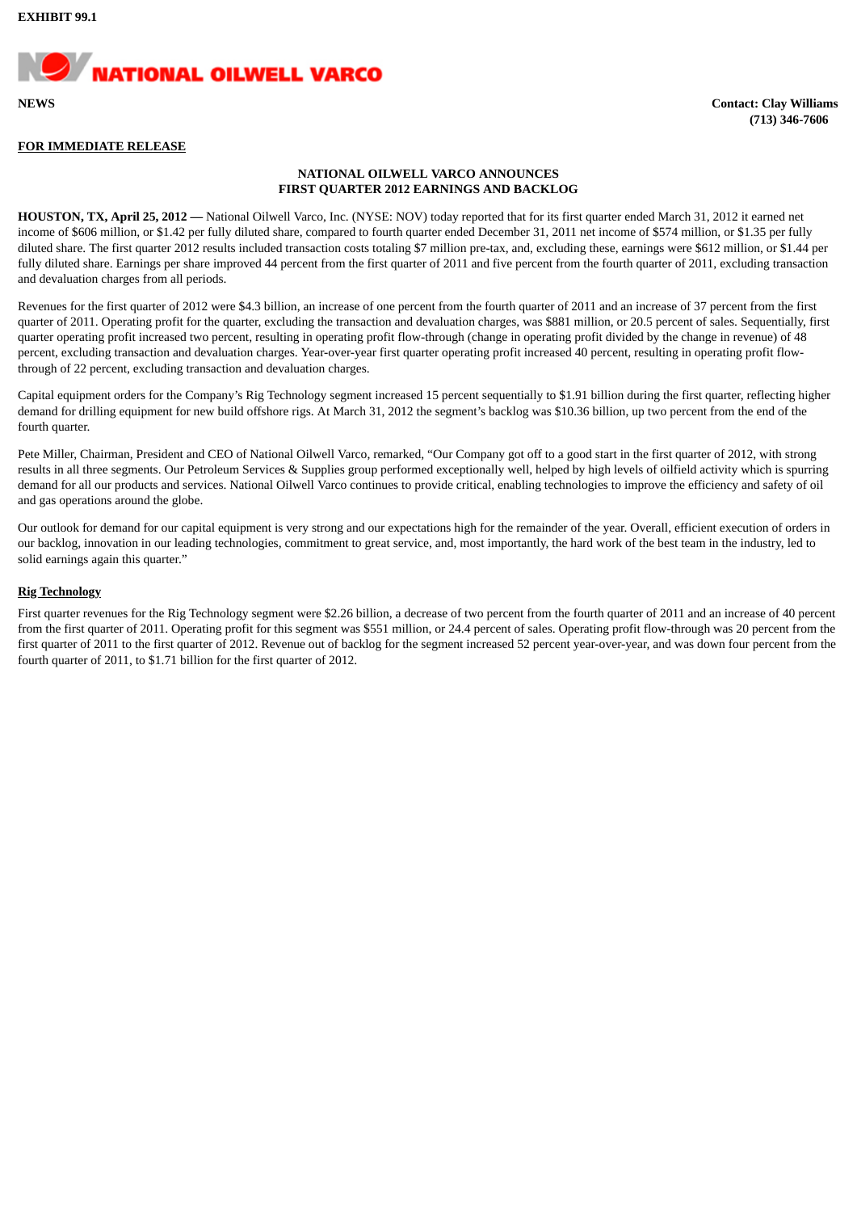**EXHIBIT 99.1**

**NATIONAL OILWELL VARCO**

**NEWS** **Contact: Clay Williams**
**(713) 346-7606**

**FOR IMMEDIATE RELEASE**

**NATIONAL OILWELL VARCO ANNOUNCES**
**FIRST QUARTER 2012 EARNINGS AND BACKLOG**

**HOUSTON, TX, April 25, 2012 —** National Oilwell Varco, Inc. (NYSE: NOV) today reported that for its first quarter ended March 31, 2012 it earned net income of $606 million, or $1.42 per fully diluted share, compared to fourth quarter ended December 31, 2011 net income of $574 million, or $1.35 per fully diluted share. The first quarter 2012 results included transaction costs totaling $7 million pre-tax, and, excluding these, earnings were $612 million, or $1.44 per fully diluted share. Earnings per share improved 44 percent from the first quarter of 2011 and five percent from the fourth quarter of 2011, excluding transaction and devaluation charges from all periods.

Revenues for the first quarter of 2012 were $4.3 billion, an increase of one percent from the fourth quarter of 2011 and an increase of 37 percent from the first quarter of 2011. Operating profit for the quarter, excluding the transaction and devaluation charges, was $881 million, or 20.5 percent of sales. Sequentially, first quarter operating profit increased two percent, resulting in operating profit flow-through (change in operating profit divided by the change in revenue) of 48 percent, excluding transaction and devaluation charges. Year-over-year first quarter operating profit increased 40 percent, resulting in operating profit flow-through of 22 percent, excluding transaction and devaluation charges.

Capital equipment orders for the Company's Rig Technology segment increased 15 percent sequentially to $1.91 billion during the first quarter, reflecting higher demand for drilling equipment for new build offshore rigs. At March 31, 2012 the segment's backlog was $10.36 billion, up two percent from the end of the fourth quarter.

Pete Miller, Chairman, President and CEO of National Oilwell Varco, remarked, "Our Company got off to a good start in the first quarter of 2012, with strong results in all three segments. Our Petroleum Services & Supplies group performed exceptionally well, helped by high levels of oilfield activity which is spurring demand for all our products and services. National Oilwell Varco continues to provide critical, enabling technologies to improve the efficiency and safety of oil and gas operations around the globe.

Our outlook for demand for our capital equipment is very strong and our expectations high for the remainder of the year. Overall, efficient execution of orders in our backlog, innovation in our leading technologies, commitment to great service, and, most importantly, the hard work of the best team in the industry, led to solid earnings again this quarter."

**Rig Technology**

First quarter revenues for the Rig Technology segment were $2.26 billion, a decrease of two percent from the fourth quarter of 2011 and an increase of 40 percent from the first quarter of 2011. Operating profit for this segment was $551 million, or 24.4 percent of sales. Operating profit flow-through was 20 percent from the first quarter of 2011 to the first quarter of 2012. Revenue out of backlog for the segment increased 52 percent year-over-year, and was down four percent from the fourth quarter of 2011, to $1.71 billion for the first quarter of 2012.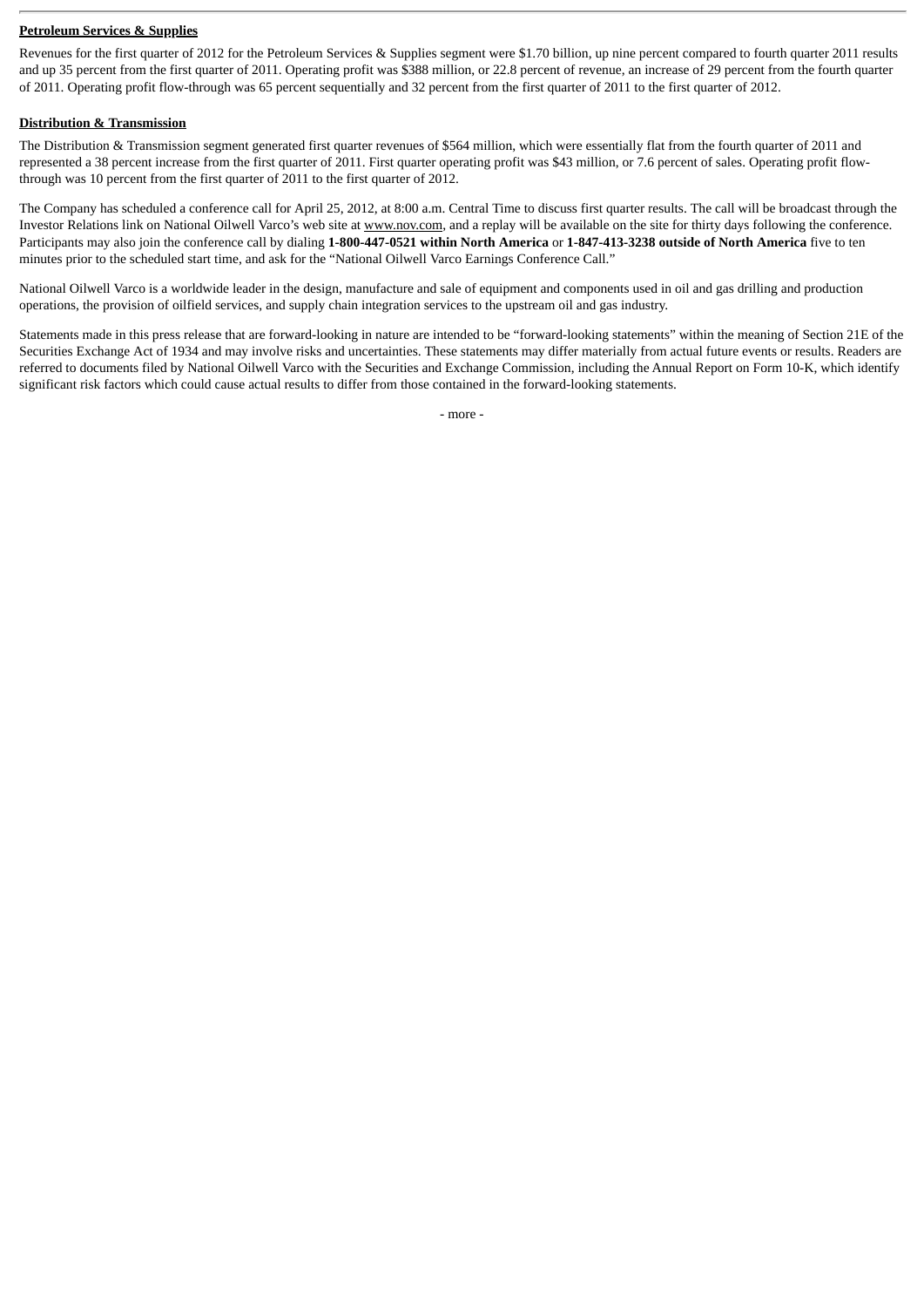**Petroleum Services & Supplies**

Revenues for the first quarter of 2012 for the Petroleum Services & Supplies segment were $1.70 billion, up nine percent compared to fourth quarter 2011 results and up 35 percent from the first quarter of 2011. Operating profit was $388 million, or 22.8 percent of revenue, an increase of 29 percent from the fourth quarter of 2011. Operating profit flow-through was 65 percent sequentially and 32 percent from the first quarter of 2011 to the first quarter of 2012.

**Distribution & Transmission**

The Distribution & Transmission segment generated first quarter revenues of $564 million, which were essentially flat from the fourth quarter of 2011 and represented a 38 percent increase from the first quarter of 2011. First quarter operating profit was $43 million, or 7.6 percent of sales. Operating profit flow-through was 10 percent from the first quarter of 2011 to the first quarter of 2012.

The Company has scheduled a conference call for April 25, 2012, at 8:00 a.m. Central Time to discuss first quarter results. The call will be broadcast through the Investor Relations link on National Oilwell Varco's web site at www.nov.com, and a replay will be available on the site for thirty days following the conference. Participants may also join the conference call by dialing **1-800-447-0521 within North America** or **1-847-413-3238 outside of North America** five to ten minutes prior to the scheduled start time, and ask for the "National Oilwell Varco Earnings Conference Call."

National Oilwell Varco is a worldwide leader in the design, manufacture and sale of equipment and components used in oil and gas drilling and production operations, the provision of oilfield services, and supply chain integration services to the upstream oil and gas industry.

Statements made in this press release that are forward-looking in nature are intended to be "forward-looking statements" within the meaning of Section 21E of the Securities Exchange Act of 1934 and may involve risks and uncertainties. These statements may differ materially from actual future events or results. Readers are referred to documents filed by National Oilwell Varco with the Securities and Exchange Commission, including the Annual Report on Form 10-K, which identify significant risk factors which could cause actual results to differ from those contained in the forward-looking statements.

- more -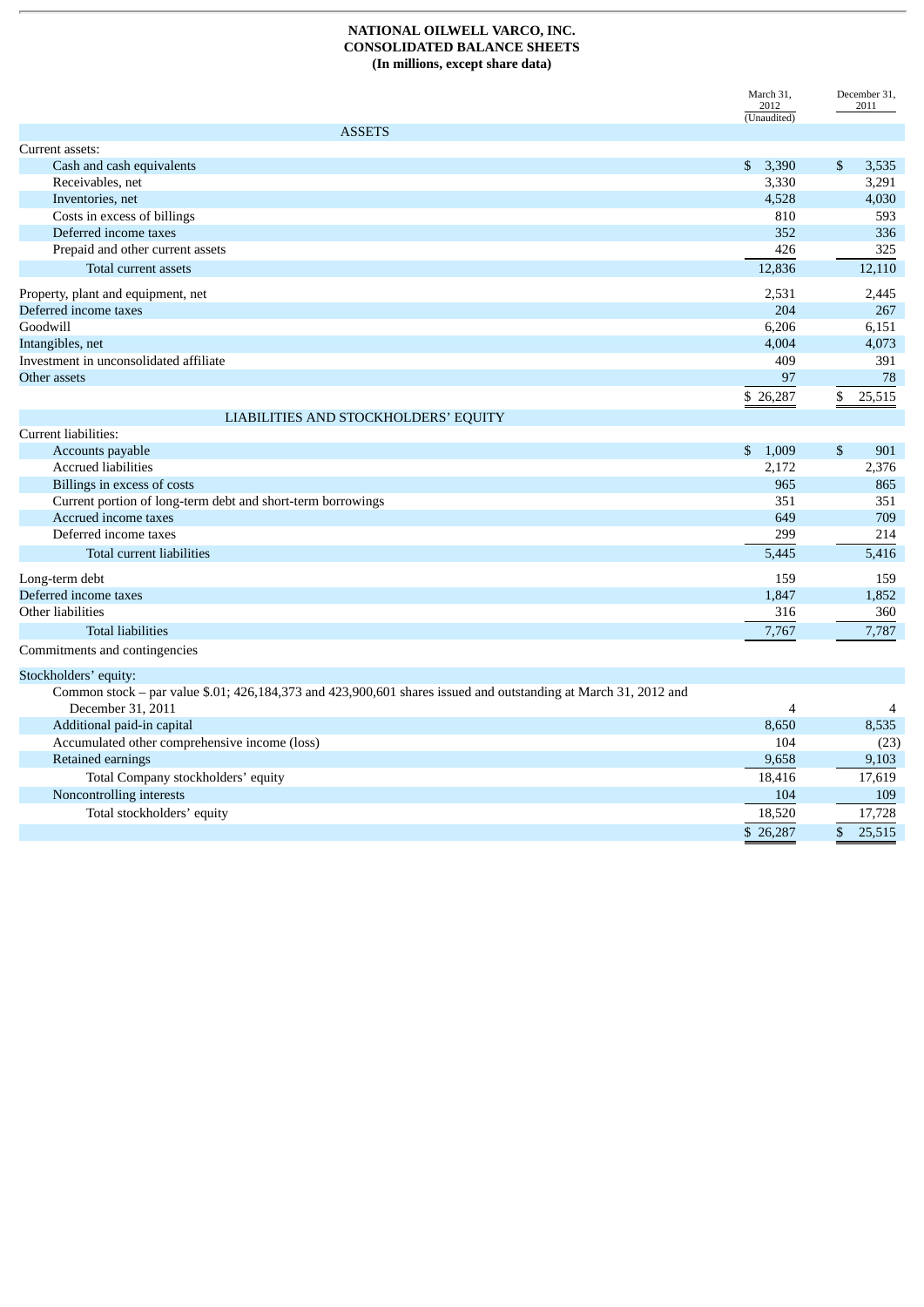**NATIONAL OILWELL VARCO, INC.**
**CONSOLIDATED BALANCE SHEETS**
**(In millions, except share data)**

| | March 31, 2012 (Unaudited) | December 31, 2011 |
|---|---|---|
| **ASSETS** | | |
| Current assets: | | |
| Cash and cash equivalents | $ 3,390 | $ 3,535 |
| Receivables, net | 3,330 | 3,291 |
| Inventories, net | 4,528 | 4,030 |
| Costs in excess of billings | 810 | 593 |
| Deferred income taxes | 352 | 336 |
| Prepaid and other current assets | 426 | 325 |
| Total current assets | 12,836 | 12,110 |
| Property, plant and equipment, net | 2,531 | 2,445 |
| Deferred income taxes | 204 | 267 |
| Goodwill | 6,206 | 6,151 |
| Intangibles, net | 4,004 | 4,073 |
| Investment in unconsolidated affiliate | 409 | 391 |
| Other assets | 97 | 78 |
| | $ 26,287 | $ 25,515 |
| **LIABILITIES AND STOCKHOLDERS' EQUITY** | | |
| Current liabilities: | | |
| Accounts payable | $ 1,009 | $ 901 |
| Accrued liabilities | 2,172 | 2,376 |
| Billings in excess of costs | 965 | 865 |
| Current portion of long-term debt and short-term borrowings | 351 | 351 |
| Accrued income taxes | 649 | 709 |
| Deferred income taxes | 299 | 214 |
| Total current liabilities | 5,445 | 5,416 |
| Long-term debt | 159 | 159 |
| Deferred income taxes | 1,847 | 1,852 |
| Other liabilities | 316 | 360 |
| Total liabilities | 7,767 | 7,787 |
| Commitments and contingencies | | |
| Stockholders' equity: | | |
| Common stock – par value $.01; 426,184,373 and 423,900,601 shares issued and outstanding at March 31, 2012 and December 31, 2011 | 4 | 4 |
| Additional paid-in capital | 8,650 | 8,535 |
| Accumulated other comprehensive income (loss) | 104 | (23) |
| Retained earnings | 9,658 | 9,103 |
| Total Company stockholders' equity | 18,416 | 17,619 |
| Noncontrolling interests | 104 | 109 |
| Total stockholders' equity | 18,520 | 17,728 |
| | $ 26,287 | $ 25,515 |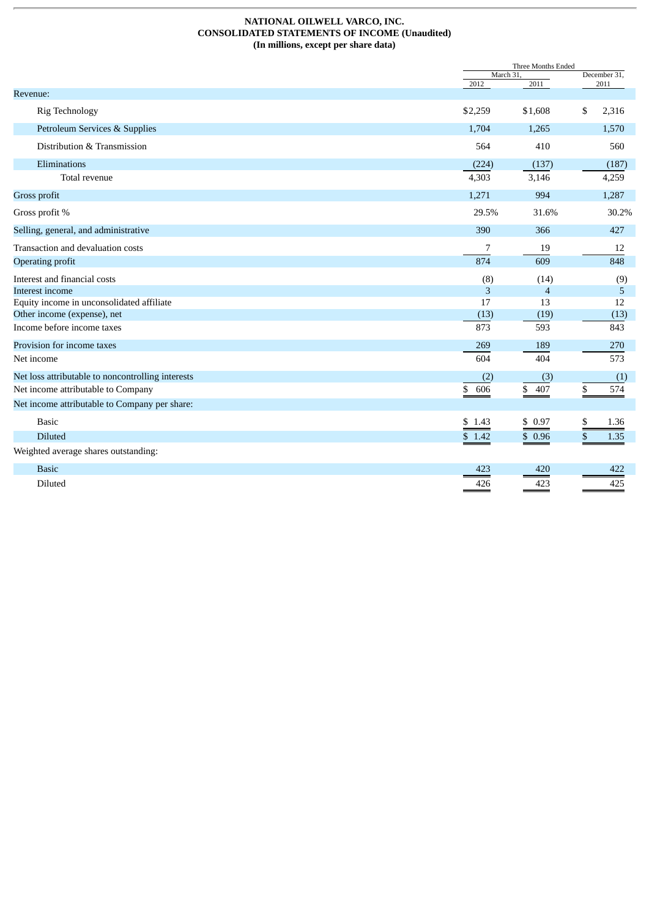**NATIONAL OILWELL VARCO, INC.**
**CONSOLIDATED STATEMENTS OF INCOME (Unaudited)**
**(In millions, except per share data)**

| | Three Months Ended | | |
|---|---|---|---|
| | March 31, | | December 31, |
| | 2012 | 2011 | 2011 |
| Revenue: | | | |
| Rig Technology | $2,259 | $1,608 | $ 2,316 |
| Petroleum Services & Supplies | 1,704 | 1,265 | 1,570 |
| Distribution & Transmission | 564 | 410 | 560 |
| Eliminations | (224) | (137) | (187) |
| Total revenue | 4,303 | 3,146 | 4,259 |
| Gross profit | 1,271 | 994 | 1,287 |
| Gross profit % | 29.5% | 31.6% | 30.2% |
| Selling, general, and administrative | 390 | 366 | 427 |
| Transaction and devaluation costs | 7 | 19 | 12 |
| Operating profit | 874 | 609 | 848 |
| Interest and financial costs | (8) | (14) | (9) |
| Interest income | 3 | 4 | 5 |
| Equity income in unconsolidated affiliate | 17 | 13 | 12 |
| Other income (expense), net | (13) | (19) | (13) |
| Income before income taxes | 873 | 593 | 843 |
| Provision for income taxes | 269 | 189 | 270 |
| Net income | 604 | 404 | 573 |
| Net loss attributable to noncontrolling interests | (2) | (3) | (1) |
| Net income attributable to Company | $ 606 | $ 407 | $ 574 |
| Net income attributable to Company per share: | | | |
| Basic | $ 1.43 | $ 0.97 | $ 1.36 |
| Diluted | $ 1.42 | $ 0.96 | $ 1.35 |
| Weighted average shares outstanding: | | | |
| Basic | 423 | 420 | 422 |
| Diluted | 426 | 423 | 425 |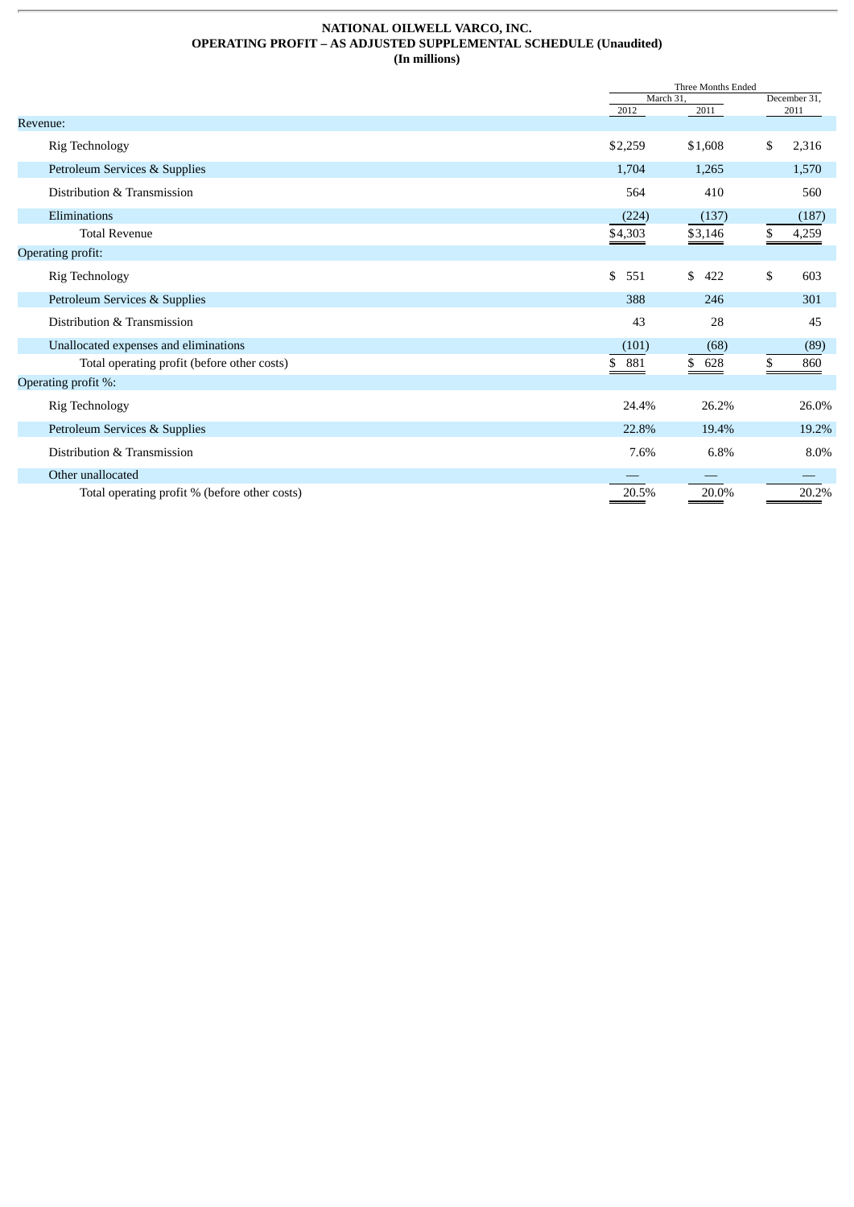**NATIONAL OILWELL VARCO, INC.**
**OPERATING PROFIT – AS ADJUSTED SUPPLEMENTAL SCHEDULE (Unaudited)**
**(In millions)**

| | Three Months Ended | | |
|---|---|---|---|
| | March 31, | | December 31, |
| | 2012 | 2011 | 2011 |
| Revenue: | | | |
| Rig Technology | $2,259 | $1,608 | $ 2,316 |
| Petroleum Services & Supplies | 1,704 | 1,265 | 1,570 |
| Distribution & Transmission | 564 | 410 | 560 |
| Eliminations | (224) | (137) | (187) |
| Total Revenue | $4,303 | $3,146 | $ 4,259 |
| Operating profit: | | | |
| Rig Technology | $ 551 | $ 422 | $ 603 |
| Petroleum Services & Supplies | 388 | 246 | 301 |
| Distribution & Transmission | 43 | 28 | 45 |
| Unallocated expenses and eliminations | (101) | (68) | (89) |
| Total operating profit (before other costs) | $ 881 | $ 628 | $ 860 |
| Operating profit %: | | | |
| Rig Technology | 24.4% | 26.2% | 26.0% |
| Petroleum Services & Supplies | 22.8% | 19.4% | 19.2% |
| Distribution & Transmission | 7.6% | 6.8% | 8.0% |
| Other unallocated | — | — | — |
| Total operating profit % (before other costs) | 20.5% | 20.0% | 20.2% |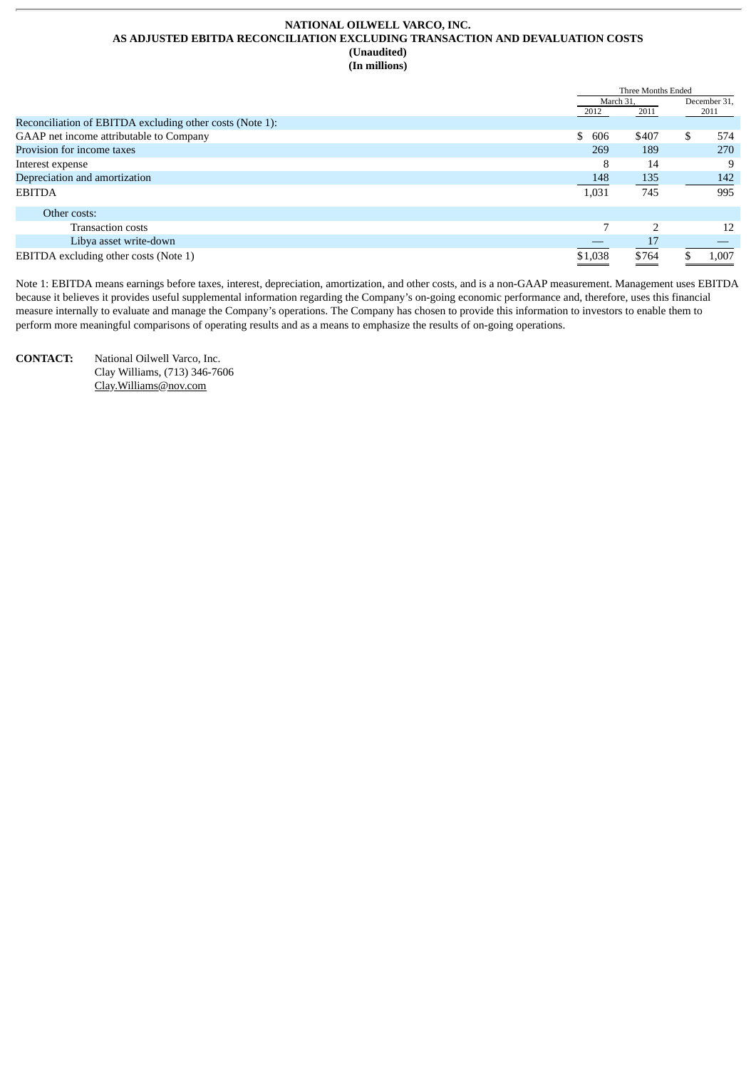**NATIONAL OILWELL VARCO, INC.**
**AS ADJUSTED EBITDA RECONCILIATION EXCLUDING TRANSACTION AND DEVALUATION COSTS**
**(Unaudited)**
**(In millions)**

| | Three Months Ended | | |
|---|---|---|---|
| | March 31, | | December 31, |
| | 2012 | 2011 | 2011 |
| Reconciliation of EBITDA excluding other costs (Note 1): | | | |
| GAAP net income attributable to Company | $ 606 | $407 | $ 574 |
| Provision for income taxes | 269 | 189 | 270 |
| Interest expense | 8 | 14 | 9 |
| Depreciation and amortization | 148 | 135 | 142 |
| EBITDA | 1,031 | 745 | 995 |
| Other costs: | | | |
| Transaction costs | 7 | 2 | 12 |
| Libya asset write-down | — | 17 | — |
| EBITDA excluding other costs (Note 1) | $1,038 | $764 | $ 1,007 |

Note 1: EBITDA means earnings before taxes, interest, depreciation, amortization, and other costs, and is a non-GAAP measurement. Management uses EBITDA because it believes it provides useful supplemental information regarding the Company's on-going economic performance and, therefore, uses this financial measure internally to evaluate and manage the Company's operations. The Company has chosen to provide this information to investors to enable them to perform more meaningful comparisons of operating results and as a means to emphasize the results of on-going operations.

**CONTACT:** National Oilwell Varco, Inc.
Clay Williams, (713) 346-7606
Clay.Williams@nov.com